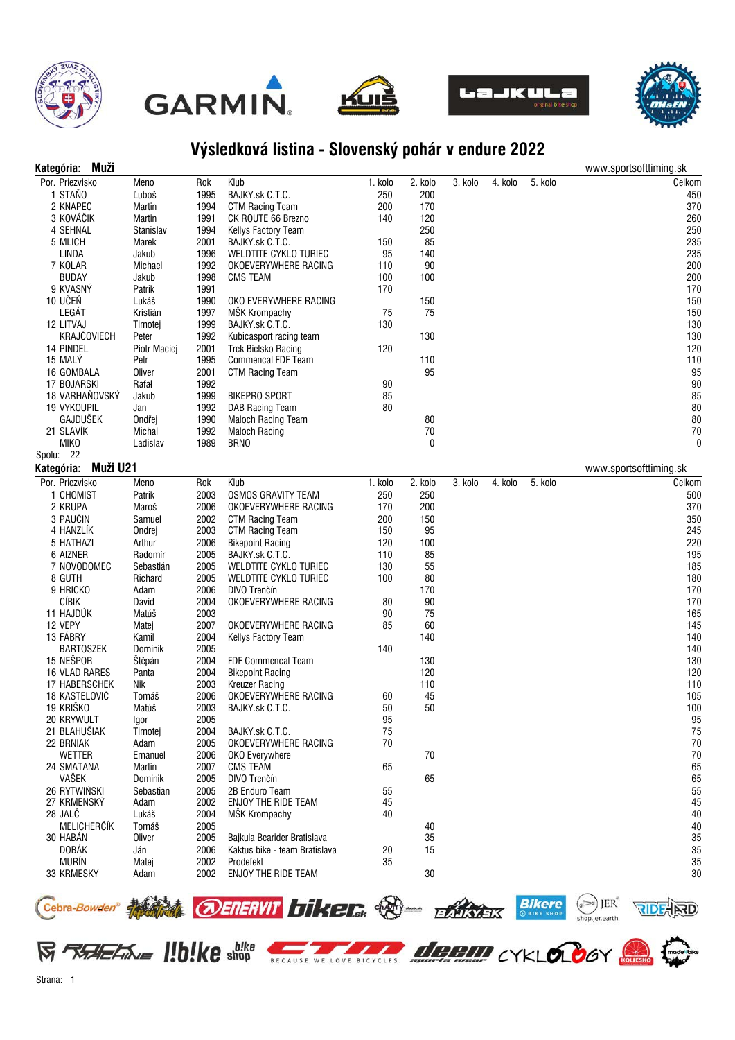# Výsledková listina - Slovenský pohár v endure 2022

**Kategória: Muži** www.sportsofttiming.sk

| Por. | Priezvisko | Meno | Rok | Klub | 1. kolo | 2. kolo | 3. kolo | 4. kolo | 5. kolo | Celkom |
|---|---|---|---|---|---|---|---|---|---|---|
| 1 | STAŇO | Luboš | 1995 | BAJKY.sk C.T.C. | 250 | 200 | | | | 450 |
| 2 | KNAPEC | Martin | 1994 | CTM Racing Team | 200 | 170 | | | | 370 |
| 3 | KOVÁČIK | Martin | 1991 | CK ROUTE 66 Brezno | 140 | 120 | | | | 260 |
| 4 | SEHNAL | Stanislav | 1994 | Kellys Factory Team | | 250 | | | | 250 |
| 5 | MLICH | Marek | 2001 | BAJKY.sk C.T.C. | 150 | 85 | | | | 235 |
| | LINDA | Jakub | 1996 | WELDTITE CYKLO TURIEC | 95 | 140 | | | | 235 |
| 7 | KOLAR | Michael | 1992 | OKOEVERYWHERE RACING | 110 | 90 | | | | 200 |
| | BUDAY | Jakub | 1998 | CMS TEAM | 100 | 100 | | | | 200 |
| 9 | KVASNÝ | Patrik | 1991 | | 170 | | | | | 170 |
| 10 | UČEŇ | Lukáš | 1990 | OKO EVERYWHERE RACING | | 150 | | | | 150 |
| | LEGÁT | Kristián | 1997 | MŠK Krompachy | 75 | 75 | | | | 150 |
| 12 | LITVAJ | Timotej | 1999 | BAJKY.sk C.T.C. | 130 | | | | | 130 |
| | KRAJČOVIECH | Peter | 1992 | Kubicasport racing team | | 130 | | | | 130 |
| 14 | PINDEL | Piotr Maciej | 2001 | Trek Bielsko Racing | 120 | | | | | 120 |
| 15 | MALÝ | Petr | 1995 | Commencal FDF Team | | 110 | | | | 110 |
| 16 | GOMBALA | Oliver | 2001 | CTM Racing Team | | 95 | | | | 95 |
| 17 | BOJARSKI | Rafał | 1992 | | 90 | | | | | 90 |
| 18 | VARHAŇOVSKÝ | Jakub | 1999 | BIKEPRO SPORT | 85 | | | | | 85 |
| 19 | VYKOUPIL | Jan | 1992 | DAB Racing Team | 80 | | | | | 80 |
| | GAJDUŠEK | Ondřej | 1990 | Maloch Racing Team | | 80 | | | | 80 |
| 21 | SLAVÍK | Michal | 1992 | Maloch Racing | | 70 | | | | 70 |
| | MIKO | Ladislav | 1989 | BRNO | | 0 | | | | 0 |

Spolu: 22

**Kategória: Muži U21** www.sportsofttiming.sk

| Por. | Priezvisko | Meno | Rok | Klub | 1. kolo | 2. kolo | 3. kolo | 4. kolo | 5. kolo | Celkom |
|---|---|---|---|---|---|---|---|---|---|---|
| 1 | CHOMIST | Patrik | 2003 | OSMOS GRAVITY TEAM | 250 | 250 | | | | 500 |
| 2 | KRUPA | Maroš | 2006 | OKOEVERYWHERE RACING | 170 | 200 | | | | 370 |
| 3 | PAUČIN | Samuel | 2002 | CTM Racing Team | 200 | 150 | | | | 350 |
| 4 | HANZLÍK | Ondrej | 2003 | CTM Racing Team | 150 | 95 | | | | 245 |
| 5 | HATHAZI | Arthur | 2006 | Bikepoint Racing | 120 | 100 | | | | 220 |
| 6 | AIZNER | Radomír | 2005 | BAJKY.sk C.T.C. | 110 | 85 | | | | 195 |
| 7 | NOVODOMEC | Sebastián | 2005 | WELDTITE CYKLO TURIEC | 130 | 55 | | | | 185 |
| 8 | GUTH | Richard | 2005 | WELDTITE CYKLO TURIEC | 100 | 80 | | | | 180 |
| 9 | HRICKO | Adam | 2006 | DIVO Trenčín | | 170 | | | | 170 |
| | CÍBIK | David | 2004 | OKOEVERYWHERE RACING | 80 | 90 | | | | 170 |
| 11 | HAJDÚK | Matúš | 2003 | | 90 | 75 | | | | 165 |
| 12 | VEPY | Matej | 2007 | OKOEVERYWHERE RACING | 85 | 60 | | | | 145 |
| 13 | FÁBRY | Kamil | 2004 | Kellys Factory Team | | 140 | | | | 140 |
| | BARTOSZEK | Dominik | 2005 | | 140 | | | | | 140 |
| 15 | NEŠPOR | Štěpán | 2004 | FDF Commencal Team | | 130 | | | | 130 |
| 16 | VLAD RARES | Panta | 2004 | Bikepoint Racing | | 120 | | | | 120 |
| 17 | HABERSCHEK | Nik | 2003 | Kreuzer Racing | | 110 | | | | 110 |
| 18 | KASTELOVIČ | Tomáš | 2006 | OKOEVERYWHERE RACING | 60 | 45 | | | | 105 |
| 19 | KRIŠKO | Matúš | 2003 | BAJKY.sk C.T.C. | 50 | 50 | | | | 100 |
| 20 | KRYWULT | Igor | 2005 | | 95 | | | | | 95 |
| 21 | BLAHUŠIAK | Timotej | 2004 | BAJKY.sk C.T.C. | 75 | | | | | 75 |
| 22 | BRNIAK | Adam | 2005 | OKOEVERYWHERE RACING | 70 | | | | | 70 |
| | WETTER | Emanuel | 2006 | OKO Everywhere | | 70 | | | | 70 |
| 24 | SMATANA | Martin | 2007 | CMS TEAM | 65 | | | | | 65 |
| | VAŠEK | Dominik | 2005 | DIVO Trenčín | | 65 | | | | 65 |
| 26 | RYTWIŃSKI | Sebastian | 2005 | 2B Enduro Team | 55 | | | | | 55 |
| 27 | KRMENSKÝ | Adam | 2002 | ENJOY THE RIDE TEAM | 45 | | | | | 45 |
| 28 | JALČ | Lukáš | 2004 | MŠK Krompachy | 40 | | | | | 40 |
| | MELICHERČÍK | Tomáš | 2005 | | | 40 | | | | 40 |
| 30 | HABÁN | Oliver | 2005 | Bajkula Bearider Bratislava | | 35 | | | | 35 |
| | DOBÁK | Ján | 2006 | Kaktus bike - team Bratislava | 20 | 15 | | | | 35 |
| | MURÍN | Matej | 2002 | Prodefekt | 35 | | | | | 35 |
| 33 | KRMESKY | Adam | 2002 | ENJOY THE RIDE TEAM | | 30 | | | | 30 |

Strana: 1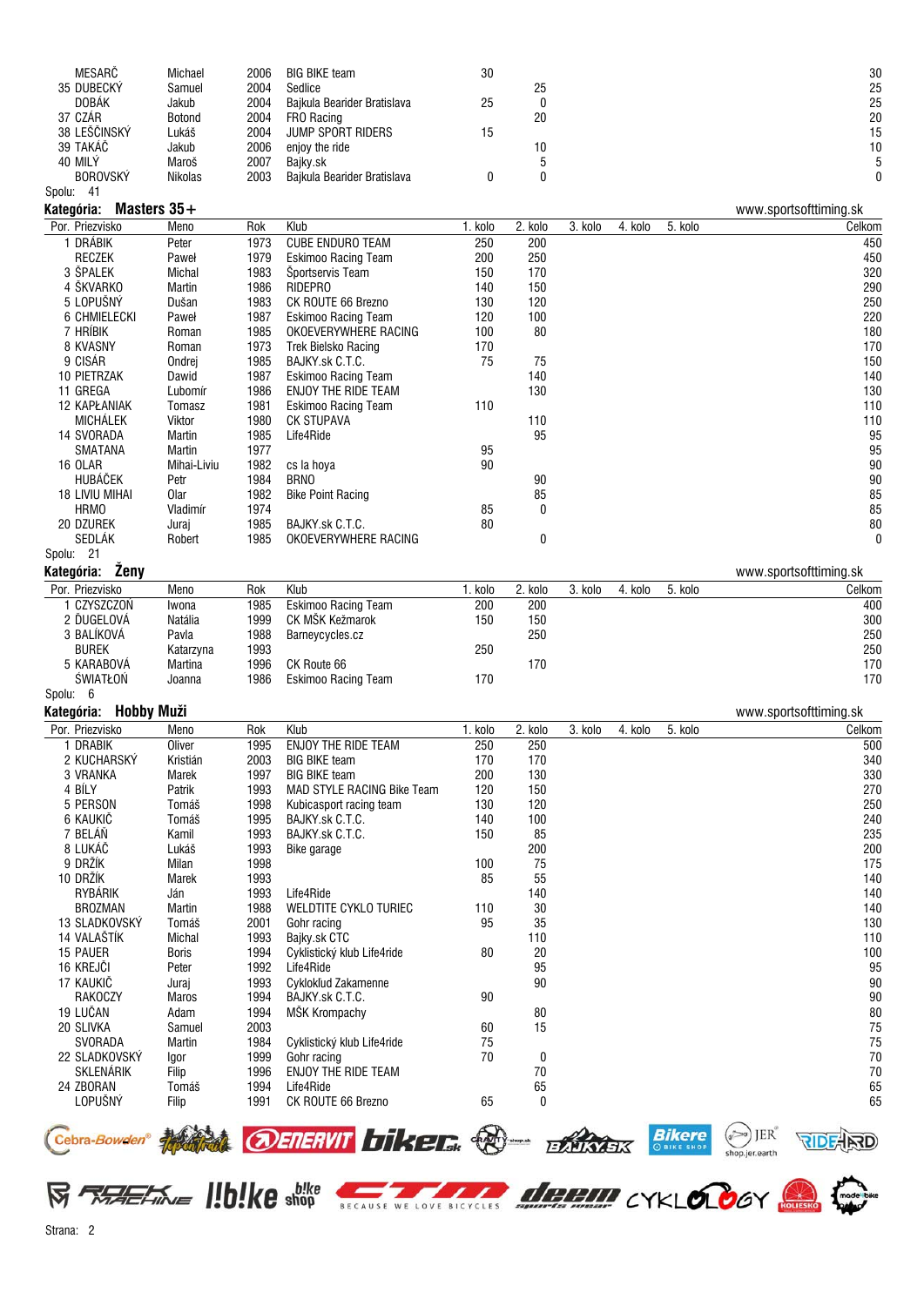| Por. Priezvisko | Meno | Rok | Klub | 1. kolo | 2. kolo | 3. kolo | 4. kolo | 5. kolo | Celkom |
|---|---|---|---|---|---|---|---|---|---|
| MESARČ | Michael | 2006 | BIG BIKE team | 30 | | | | | 30 |
| 35 DUBECKÝ | Samuel | 2004 | Sedlice | | 25 | | | | 25 |
| DOBÁK | Jakub | 2004 | Bajkula Bearider Bratislava | 25 | 0 | | | | 25 |
| 37 CZÁR | Botond | 2004 | FRO Racing | | 20 | | | | 20 |
| 38 LEŠČINSKÝ | Lukáš | 2004 | JUMP SPORT RIDERS | 15 | | | | | 15 |
| 39 TAKÁČ | Jakub | 2006 | enjoy the ride | | 10 | | | | 10 |
| 40 MILÝ | Maroš | 2007 | Bajky.sk | | 5 | | | | 5 |
| BOROVSKÝ | Nikolas | 2003 | Bajkula Bearider Bratislava | 0 | 0 | | | | 0 |

Spolu: 41

## Kategória: Masters 35+

www.sportsofttiming.sk

| Por. Priezvisko | Meno | Rok | Klub | 1. kolo | 2. kolo | 3. kolo | 4. kolo | 5. kolo | Celkom |
|---|---|---|---|---|---|---|---|---|---|
| 1 DRÁBIK | Peter | 1973 | CUBE ENDURO TEAM | 250 | 200 | | | | 450 |
| RECZEK | Paweł | 1979 | Eskimoo Racing Team | 200 | 250 | | | | 450 |
| 3 ŠPALEK | Michal | 1983 | Športservis Team | 150 | 170 | | | | 320 |
| 4 ŠKVARKO | Martin | 1986 | RIDEPRO | 140 | 150 | | | | 290 |
| 5 LOPUŠNÝ | Dušan | 1983 | CK ROUTE 66 Brezno | 130 | 120 | | | | 250 |
| 6 CHMIELECKI | Paweł | 1987 | Eskimoo Racing Team | 120 | 100 | | | | 220 |
| 7 HRÍBIK | Roman | 1985 | OKOEVERYWHERE RACING | 100 | 80 | | | | 180 |
| 8 KVASNY | Roman | 1973 | Trek Bielsko Racing | 170 | | | | | 170 |
| 9 CISÁR | Ondrej | 1985 | BAJKY.sk C.T.C. | 75 | 75 | | | | 150 |
| 10 PIETRZAK | Dawid | 1987 | Eskimoo Racing Team | | 140 | | | | 140 |
| 11 GREGA | Lubomír | 1986 | ENJOY THE RIDE TEAM | | 130 | | | | 130 |
| 12 KAPŁANIAK | Tomasz | 1981 | Eskimoo Racing Team | 110 | | | | | 110 |
| MICHÁLEK | Viktor | 1980 | CK STUPAVA | | 110 | | | | 110 |
| 14 SVORADA | Martin | 1985 | Life4Ride | | 95 | | | | 95 |
| SMATANA | Martin | 1977 | | 95 | | | | | 95 |
| 16 OLAR | Mihai-Liviu | 1982 | cs la hoya | 90 | | | | | 90 |
| HUBÁČEK | Petr | 1984 | BRNO | | 90 | | | | 90 |
| 18 LIVIU MIHAI | Olar | 1982 | Bike Point Racing | | 85 | | | | 85 |
| HRMO | Vladimír | 1974 | | 85 | 0 | | | | 85 |
| 20 DZUREK | Juraj | 1985 | BAJKY.sk C.T.C. | 80 | | | | | 80 |
| SEDLÁK | Robert | 1985 | OKOEVERYWHERE RACING | | 0 | | | | 0 |

Spolu: 21

## Kategória: Ženy

www.sportsofttiming.sk

| Por. Priezvisko | Meno | Rok | Klub | 1. kolo | 2. kolo | 3. kolo | 4. kolo | 5. kolo | Celkom |
|---|---|---|---|---|---|---|---|---|---|
| 1 CZYSZCZOŃ | Iwona | 1985 | Eskimoo Racing Team | 200 | 200 | | | | 400 |
| 2 ĎUGELOVÁ | Natália | 1999 | CK MŠK Kežmarok | 150 | 150 | | | | 300 |
| 3 BALÍKOVÁ | Pavla | 1988 | Barneycycles.cz | | 250 | | | | 250 |
| BUREK | Katarzyna | 1993 | | 250 | | | | | 250 |
| 5 KARABOVÁ | Martina | 1996 | CK Route 66 | | 170 | | | | 170 |
| ŚWIATŁOŃ | Joanna | 1986 | Eskimoo Racing Team | 170 | | | | | 170 |

Spolu: 6

## Kategória: Hobby Muži

www.sportsofttiming.sk

| Por. Priezvisko | Meno | Rok | Klub | 1. kolo | 2. kolo | 3. kolo | 4. kolo | 5. kolo | Celkom |
|---|---|---|---|---|---|---|---|---|---|
| 1 DRABIK | Oliver | 1995 | ENJOY THE RIDE TEAM | 250 | 250 | | | | 500 |
| 2 KUCHARSKÝ | Kristián | 2003 | BIG BIKE team | 170 | 170 | | | | 340 |
| 3 VRANKA | Marek | 1997 | BIG BIKE team | 200 | 130 | | | | 330 |
| 4 BÍLY | Patrik | 1993 | MAD STYLE RACING Bike Team | 120 | 150 | | | | 270 |
| 5 PERSON | Tomáš | 1998 | Kubicasport racing team | 130 | 120 | | | | 250 |
| 6 KAUKIČ | Tomáš | 1995 | BAJKY.sk C.T.C. | 140 | 100 | | | | 240 |
| 7 BELÁŇ | Kamil | 1993 | BAJKY.sk C.T.C. | 150 | 85 | | | | 235 |
| 8 LUKÁČ | Lukáš | 1993 | Bike garage | | 200 | | | | 200 |
| 9 DRŽÍK | Milan | 1998 | | 100 | 75 | | | | 175 |
| 10 DRŽÍK | Marek | 1993 | | 85 | 55 | | | | 140 |
| RYBÁRIK | Ján | 1993 | Life4Ride | | 140 | | | | 140 |
| BROZMAN | Martin | 1988 | WELDTITE CYKLO TURIEC | 110 | 30 | | | | 140 |
| 13 SLADKOVSKÝ | Tomáš | 2001 | Gohr racing | 95 | 35 | | | | 130 |
| 14 VALAŠTÍK | Michal | 1993 | Bajky.sk CTC | | 110 | | | | 110 |
| 15 PAUER | Boris | 1994 | Cyklistický klub Life4ride | 80 | 20 | | | | 100 |
| 16 KREJČI | Peter | 1992 | Life4Ride | | 95 | | | | 95 |
| 17 KAUKIČ | Juraj | 1993 | Cykloklud Zakamenne | | 90 | | | | 90 |
| RAKOCZY | Maros | 1994 | BAJKY.sk C.T.C. | 90 | | | | | 90 |
| 19 LUČAN | Adam | 1994 | MŠK Krompachy | | 80 | | | | 80 |
| 20 SLIVKA | Samuel | 2003 | | 60 | 15 | | | | 75 |
| SVORADA | Martin | 1984 | Cyklistický klub Life4ride | 75 | | | | | 75 |
| 22 SLADKOVSKÝ | Igor | 1999 | Gohr racing | 70 | 0 | | | | 70 |
| SKLENÁRIK | Filip | 1996 | ENJOY THE RIDE TEAM | | 70 | | | | 70 |
| 24 ZBORAN | Tomáš | 1994 | Life4Ride | | 65 | | | | 65 |
| LOPUŠNÝ | Filip | 1991 | CK ROUTE 66 Brezno | 65 | 0 | | | | 65 |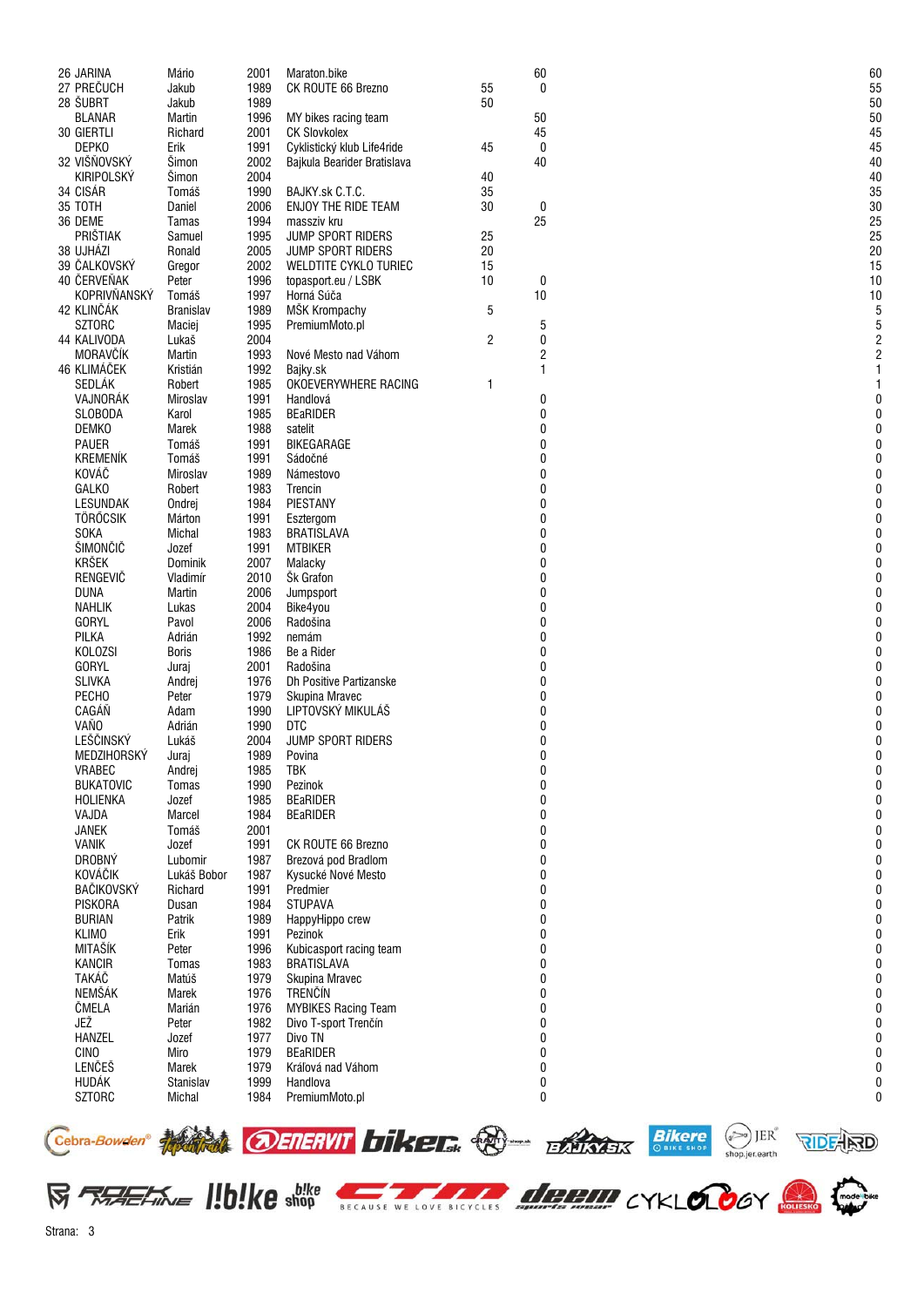| | | | | | | | |
|---|---|---|---|---|---|---|---|
| 26 | JARINA | Mário | 2001 | Maraton.bike | | 60 | 60 |
| 27 | PREČUCH | Jakub | 1989 | CK ROUTE 66 Brezno | 55 | 0 | 55 |
| 28 | ŠUBRT | Jakub | 1989 | | 50 | | 50 |
| | BLANAR | Martin | 1996 | MY bikes racing team | | 50 | 50 |
| 30 | GIERTLI | Richard | 2001 | CK Slovkolex | | 45 | 45 |
| | DEPKO | Erik | 1991 | Cyklistický klub Life4ride | 45 | 0 | 45 |
| 32 | VIŠŇOVSKÝ | Šimon | 2002 | Bajkula Bearider Bratislava | | 40 | 40 |
| | KIRIPOLSKÝ | Šimon | 2004 | | 40 | | 40 |
| 34 | CISÁR | Tomáš | 1990 | BAJKY.sk C.T.C. | 35 | | 35 |
| 35 | TOTH | Daniel | 2006 | ENJOY THE RIDE TEAM | 30 | 0 | 30 |
| 36 | DEME | Tamas | 1994 | masszív kru | | 25 | 25 |
| | PRIŠTIAK | Samuel | 1995 | JUMP SPORT RIDERS | 25 | | 25 |
| 38 | UJHÁZI | Ronald | 2005 | JUMP SPORT RIDERS | 20 | | 20 |
| 39 | ČALKOVSKÝ | Gregor | 2002 | WELDTITE CYKLO TURIEC | 15 | | 15 |
| 40 | ČERVEŇAK | Peter | 1996 | topasport.eu / LSBK | 10 | 0 | 10 |
| | KOPRIVŇANSKÝ | Tomáš | 1997 | Horná Súča | | 10 | 10 |
| 42 | KLINČÁK | Branislav | 1989 | MŠK Krompachy | 5 | | 5 |
| | SZTORC | Maciej | 1995 | PremiumMoto.pl | | 5 | 5 |
| 44 | KALIVODA | Lukaš | 2004 | | 2 | 0 | 2 |
| | MORAVČÍK | Martin | 1993 | Nové Mesto nad Váhom | | 2 | 2 |
| 46 | KLIMÁČEK | Kristián | 1992 | Bajky.sk | | 1 | 1 |
| | SEDLÁK | Robert | 1985 | OKOEVERYWHERE RACING | 1 | | 1 |
| | VAJNORÁK | Miroslav | 1991 | Handlová | | 0 | 0 |
| | SLOBODA | Karol | 1985 | BEaRIDER | | 0 | 0 |
| | DEMKO | Marek | 1988 | satelit | | 0 | 0 |
| | PAUER | Tomáš | 1991 | BIKEGARAGE | | 0 | 0 |
| | KREMENÍK | Tomáš | 1991 | Sádočné | | 0 | 0 |
| | KOVÁČ | Miroslav | 1989 | Námestovo | | 0 | 0 |
| | GALKO | Robert | 1983 | Trencin | | 0 | 0 |
| | LESUNDAK | Ondrej | 1984 | PIESTANY | | 0 | 0 |
| | TÖRÖCSIK | Márton | 1991 | Esztergom | | 0 | 0 |
| | SOKA | Michal | 1983 | BRATISLAVA | | 0 | 0 |
| | ŠIMONČIČ | Jozef | 1991 | MTBIKER | | 0 | 0 |
| | KRŠEK | Dominik | 2007 | Malacky | | 0 | 0 |
| | RENGEVIČ | Vladimír | 2010 | Šk Grafon | | 0 | 0 |
| | DUNA | Martin | 2006 | Jumpsport | | 0 | 0 |
| | NAHLIK | Lukas | 2004 | Bike4you | | 0 | 0 |
| | GORYL | Pavol | 2006 | Radošina | | 0 | 0 |
| | PILKA | Adrián | 1992 | nemám | | 0 | 0 |
| | KOLOZSI | Boris | 1986 | Be a Rider | | 0 | 0 |
| | GORYL | Juraj | 2001 | Radošina | | 0 | 0 |
| | SLIVKA | Andrej | 1976 | Dh Positive Partizanske | | 0 | 0 |
| | PECHO | Peter | 1979 | Skupina Mravec | | 0 | 0 |
| | CAGÁŇ | Adam | 1990 | LIPTOVSKÝ MIKULÁŠ | | 0 | 0 |
| | VAŇO | Adrián | 1990 | DTC | | 0 | 0 |
| | LEŠČINSKÝ | Lukáš | 2004 | JUMP SPORT RIDERS | | 0 | 0 |
| | MEDZIHORSKÝ | Juraj | 1989 | Povina | | 0 | 0 |
| | VRABEC | Andrej | 1985 | TBK | | 0 | 0 |
| | BUKATOVIC | Tomas | 1990 | Pezinok | | 0 | 0 |
| | HOLIENKA | Jozef | 1985 | BEaRIDER | | 0 | 0 |
| | VAJDA | Marcel | 1984 | BEaRIDER | | 0 | 0 |
| | JANEK | Tomáš | 2001 | | | 0 | 0 |
| | VANIK | Jozef | 1991 | CK ROUTE 66 Brezno | | 0 | 0 |
| | DROBNÝ | Lubomir | 1987 | Brezová pod Bradlom | | 0 | 0 |
| | KOVÁČIK | Lukáš Bobor | 1987 | Kysucké Nové Mesto | | 0 | 0 |
| | BAČIKOVSKÝ | Richard | 1991 | Predmier | | 0 | 0 |
| | PISKORA | Dusan | 1984 | STUPAVA | | 0 | 0 |
| | BURIAN | Patrik | 1989 | HappyHippo crew | | 0 | 0 |
| | KLIMO | Erik | 1991 | Pezinok | | 0 | 0 |
| | MITAŠÍK | Peter | 1996 | Kubicasport racing team | | 0 | 0 |
| | KANCIR | Tomas | 1983 | BRATISLAVA | | 0 | 0 |
| | TAKÁČ | Matúš | 1979 | Skupina Mravec | | 0 | 0 |
| | NEMŠÁK | Marek | 1976 | TRENČÍN | | 0 | 0 |
| | ČMELA | Marián | 1976 | MYBIKES Racing Team | | 0 | 0 |
| | JEŽ | Peter | 1982 | Divo T-sport Trenčín | | 0 | 0 |
| | HANZEL | Jozef | 1977 | Divo TN | | 0 | 0 |
| | CINO | Miro | 1979 | BEaRIDER | | 0 | 0 |
| | LENČEŠ | Marek | 1979 | Králová nad Váhom | | 0 | 0 |
| | HUDÁK | Stanislav | 1999 | Handlova | | 0 | 0 |
| | SZTORC | Michal | 1984 | PremiumMoto.pl | | 0 | 0 |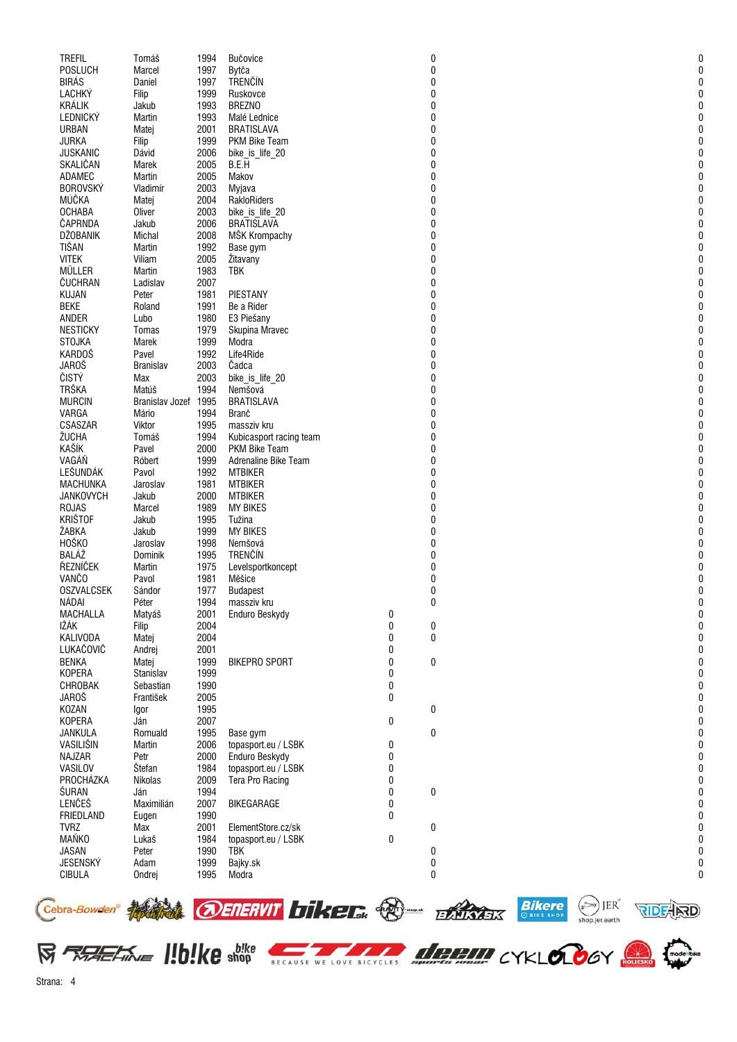| | | | | | | |
|---|---|---|---|---|---|---|
| TREFIL | Tomáš | 1994 | Bučovice | | 0 | 0 |
| POSLUCH | Marcel | 1997 | Bytča | | 0 | 0 |
| BIRÁS | Daniel | 1997 | TRENČÍN | | 0 | 0 |
| LACHKÝ | Filip | 1999 | Ruskovce | | 0 | 0 |
| KRÁLIK | Jakub | 1993 | BREZNO | | 0 | 0 |
| LEDNICKÝ | Martin | 1993 | Malé Lednice | | 0 | 0 |
| URBAN | Matej | 2001 | BRATISLAVA | | 0 | 0 |
| JURKA | Filip | 1999 | PKM Bike Team | | 0 | 0 |
| JUSKANIC | Dávid | 2006 | bike_is_life_20 | | 0 | 0 |
| SKALIČAN | Marek | 2005 | B.E.H | | 0 | 0 |
| ADAMEC | Martin | 2005 | Makov | | 0 | 0 |
| BOROVSKÝ | Vladimír | 2003 | Myjava | | 0 | 0 |
| MÚČKA | Matej | 2004 | RakloRiders | | 0 | 0 |
| OCHABA | Oliver | 2003 | bike_is_life_20 | | 0 | 0 |
| ČAPRNDA | Jakub | 2006 | BRATISLAVA | | 0 | 0 |
| DŽOBANIK | Michal | 2008 | MŠK Krompachy | | 0 | 0 |
| TIŠAN | Martin | 1992 | Base gym | | 0 | 0 |
| VITEK | Viliam | 2005 | Žitavany | | 0 | 0 |
| MÜLLER | Martin | 1983 | TBK | | 0 | 0 |
| ČUCHRAN | Ladislav | 2007 | | | 0 | 0 |
| KUJAN | Peter | 1981 | PIESTANY | | 0 | 0 |
| BEKE | Roland | 1991 | Be a Rider | | 0 | 0 |
| ANDER | Lubo | 1980 | E3 Piešany | | 0 | 0 |
| NESTICKY | Tomas | 1979 | Skupina Mravec | | 0 | 0 |
| STOJKA | Marek | 1999 | Modra | | 0 | 0 |
| KARDOŠ | Pavel | 1992 | Life4Ride | | 0 | 0 |
| JAROŠ | Branislav | 2003 | Čadca | | 0 | 0 |
| ČISTÝ | Max | 2003 | bike_is_life_20 | | 0 | 0 |
| TRŠKA | Matúš | 1994 | Nemšová | | 0 | 0 |
| MURCIN | Branislav Jozef | 1995 | BRATISLAVA | | 0 | 0 |
| VARGA | Mário | 1994 | Branč | | 0 | 0 |
| CSASZAR | Viktor | 1995 | massziv kru | | 0 | 0 |
| ŽUCHA | Tomáš | 1994 | Kubicasport racing team | | 0 | 0 |
| KAŠÍK | Pavel | 2000 | PKM Bike Team | | 0 | 0 |
| VAGÁŇ | Róbert | 1999 | Adrenaline Bike Team | | 0 | 0 |
| LEŠUNDÁK | Pavol | 1992 | MTBIKER | | 0 | 0 |
| MACHUNKA | Jaroslav | 1981 | MTBIKER | | 0 | 0 |
| JANKOVYCH | Jakub | 2000 | MTBIKER | | 0 | 0 |
| ROJAS | Marcel | 1989 | MY BIKES | | 0 | 0 |
| KRIŠTOF | Jakub | 1995 | Tužina | | 0 | 0 |
| ŽABKA | Jakub | 1999 | MY BIKES | | 0 | 0 |
| HOŠKO | Jaroslav | 1998 | Nemšová | | 0 | 0 |
| BALÁŽ | Dominik | 1995 | TRENČÍN | | 0 | 0 |
| ŘEZNÍČEK | Martin | 1975 | Levelsportkoncept | | 0 | 0 |
| VANČO | Pavol | 1981 | Měšice | | 0 | 0 |
| OSZVALCSEK | Sándor | 1977 | Budapest | | 0 | 0 |
| NÁDAI | Péter | 1994 | massziv kru | | 0 | 0 |
| MACHALLA | Matyáš | 2001 | Enduro Beskydy | 0 | | 0 |
| IŽÁK | Filip | 2004 | | 0 | 0 | 0 |
| KALIVODA | Matej | 2004 | | 0 | 0 | 0 |
| LUKAČOVIČ | Andrej | 2001 | | 0 | | 0 |
| BENKA | Matej | 1999 | BIKEPRO SPORT | 0 | 0 | 0 |
| KOPERA | Stanislav | 1999 | | 0 | | 0 |
| CHROBAK | Sebastian | 1990 | | 0 | | 0 |
| JAROŠ | František | 2005 | | 0 | | 0 |
| KOZAN | Igor | 1995 | | | 0 | 0 |
| KOPERA | Ján | 2007 | | 0 | | 0 |
| JANKULA | Romuald | 1995 | Base gym | | 0 | 0 |
| VASILIŠIN | Martin | 2006 | topasport.eu / LSBK | 0 | | 0 |
| NAJZAR | Petr | 2000 | Enduro Beskydy | 0 | | 0 |
| VASILOV | Štefan | 1984 | topasport.eu / LSBK | 0 | | 0 |
| PROCHÁZKA | Nikolas | 2009 | Tera Pro Racing | 0 | | 0 |
| ŠURAN | Ján | 1994 | | 0 | 0 | 0 |
| LENČEŠ | Maximilián | 2007 | BIKEGARAGE | 0 | | 0 |
| FRIEDLAND | Eugen | 1990 | | 0 | | 0 |
| TVRZ | Max | 2001 | ElementStore.cz/sk | | 0 | 0 |
| MAŇKO | Lukaš | 1984 | topasport.eu / LSBK | 0 | | 0 |
| JASAN | Peter | 1990 | TBK | | 0 | 0 |
| JESENSKÝ | Adam | 1999 | Bajky.sk | | 0 | 0 |
| CIBULA | Ondrej | 1995 | Modra | | 0 | 0 |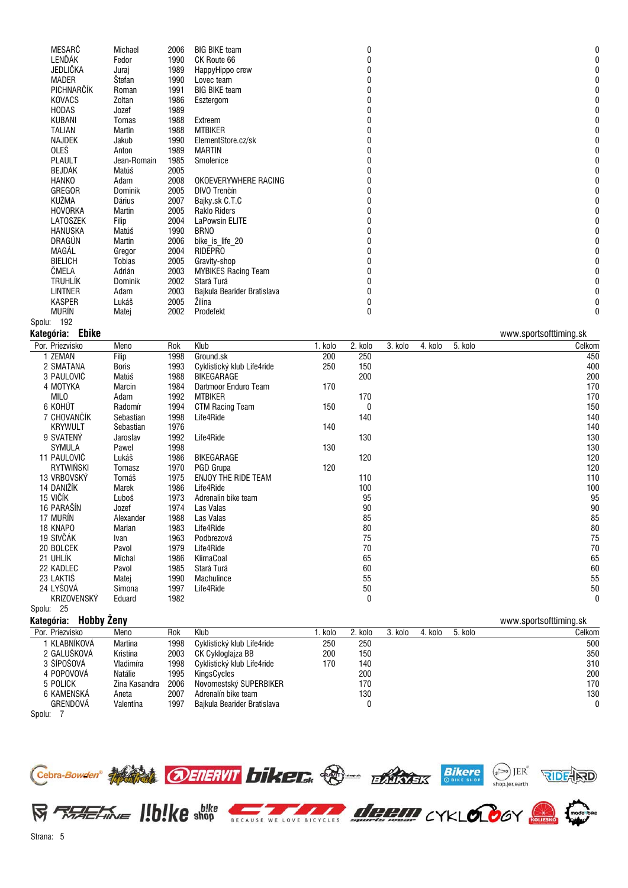| | | | | | | | | | | |
|---|---|---|---|---|---|---|---|---|---|---|
| MESARČ | Michael | 2006 | BIG BIKE team | | 0 | | | | | 0 |
| LENĎÁK | Fedor | 1990 | CK Route 66 | | 0 | | | | | 0 |
| JEDLIČKA | Juraj | 1989 | HappyHippo crew | | 0 | | | | | 0 |
| MADER | Štefan | 1990 | Lovec team | | 0 | | | | | 0 |
| PICHNARČÍK | Roman | 1991 | BIG BIKE team | | 0 | | | | | 0 |
| KOVACS | Zoltan | 1986 | Esztergom | | 0 | | | | | 0 |
| HODAS | Jozef | 1989 | | | 0 | | | | | 0 |
| KUBANI | Tomas | 1988 | Extreem | | 0 | | | | | 0 |
| TALIAN | Martin | 1988 | MTBIKER | | 0 | | | | | 0 |
| NAJDEK | Jakub | 1990 | ElementStore.cz/sk | | 0 | | | | | 0 |
| OLEŠ | Anton | 1989 | MARTIN | | 0 | | | | | 0 |
| PLAULT | Jean-Romain | 1985 | Smolenice | | 0 | | | | | 0 |
| BEJDÁK | Matúš | 2005 | | | 0 | | | | | 0 |
| HANKO | Adam | 2008 | OKOEVERYWHERE RACING | | 0 | | | | | 0 |
| GREGOR | Dominik | 2005 | DIVO Trenčín | | 0 | | | | | 0 |
| KUŽMA | Dárius | 2007 | Bajky.sk C.T.C | | 0 | | | | | 0 |
| HOVORKA | Martin | 2005 | Raklo Riders | | 0 | | | | | 0 |
| LATOSZEK | Filip | 2004 | LaPowsin ELITE | | 0 | | | | | 0 |
| HANUSKA | Matúš | 1990 | BRNO | | 0 | | | | | 0 |
| DRAGÚN | Martin | 2006 | bike_is_life_20 | | 0 | | | | | 0 |
| MAGÁL | Gregor | 2004 | RIDEPRO | | 0 | | | | | 0 |
| BIELICH | Tobias | 2005 | Gravity-shop | | 0 | | | | | 0 |
| ČMELA | Adrián | 2003 | MYBIKES Racing Team | | 0 | | | | | 0 |
| TRUHLÍK | Dominik | 2002 | Stará Turá | | 0 | | | | | 0 |
| LINTNER | Adam | 2003 | Bajkula Bearider Bratislava | | 0 | | | | | 0 |
| KASPER | Lukáš | 2005 | Žilina | | 0 | | | | | 0 |
| MURÍN | Matej | 2002 | Prodefekt | | 0 | | | | | 0 |

Spolu: 192

**Kategória: Ebike** www.sportsofttiming.sk

| Por. Priezvisko | Meno | Rok | Klub | 1. kolo | 2. kolo | 3. kolo | 4. kolo | 5. kolo | Celkom |
|---|---|---|---|---|---|---|---|---|---|
| 1 ZEMAN | Filip | 1998 | Ground.sk | 200 | 250 | | | | 450 |
| 2 SMATANA | Boris | 1993 | Cyklistický klub Life4ride | 250 | 150 | | | | 400 |
| 3 PAULOVIČ | Matúš | 1988 | BIKEGARAGE | | 200 | | | | 200 |
| 4 MOTYKA | Marcin | 1984 | Dartmoor Enduro Team | 170 | | | | | 170 |
| MILO | Adam | 1992 | MTBIKER | | 170 | | | | 170 |
| 6 KOHÚT | Radomír | 1994 | CTM Racing Team | 150 | 0 | | | | 150 |
| 7 CHOVANČÍK | Sebastian | 1998 | Life4Ride | | 140 | | | | 140 |
| KRYWULT | Sebastian | 1976 | | 140 | | | | | 140 |
| 9 SVATENÝ | Jaroslav | 1992 | Life4Ride | | 130 | | | | 130 |
| SYMULA | Pawel | 1998 | | 130 | | | | | 130 |
| 11 PAULOVIČ | Lukáš | 1986 | BIKEGARAGE | | 120 | | | | 120 |
| RYTWIŃSKI | Tomasz | 1970 | PGD Grupa | 120 | | | | | 120 |
| 13 VRBOVSKÝ | Tomáš | 1975 | ENJOY THE RIDE TEAM | | 110 | | | | 110 |
| 14 DANIŽÍK | Marek | 1986 | Life4Ride | | 100 | | | | 100 |
| 15 VIČÍK | Luboš | 1973 | Adrenalin bike team | | 95 | | | | 95 |
| 16 PARAŠÍN | Jozef | 1974 | Las Valas | | 90 | | | | 90 |
| 17 MURÍN | Alexander | 1988 | Las Valas | | 85 | | | | 85 |
| 18 KNAPO | Marian | 1983 | Life4Ride | | 80 | | | | 80 |
| 19 SIVČÁK | Ivan | 1963 | Podbrezová | | 75 | | | | 75 |
| 20 BOLCEK | Pavol | 1979 | Life4Ride | | 70 | | | | 70 |
| 21 UHLÍK | Michal | 1986 | KlimaCoal | | 65 | | | | 65 |
| 22 KADLEC | Pavol | 1985 | Stará Turá | | 60 | | | | 60 |
| 23 LAKTIŠ | Matej | 1990 | Machulince | | 55 | | | | 55 |
| 24 LYŠOVÁ | Simona | 1997 | Life4Ride | | 50 | | | | 50 |
| KRIZOVENSKÝ | Eduard | 1982 | | | 0 | | | | 0 |

Spolu: 25

**Kategória: Hobby Ženy** www.sportsofttiming.sk

| Por. Priezvisko | Meno | Rok | Klub | 1. kolo | 2. kolo | 3. kolo | 4. kolo | 5. kolo | Celkom |
|---|---|---|---|---|---|---|---|---|---|
| 1 KLABNÍKOVÁ | Martina | 1998 | Cyklistický klub Life4ride | 250 | 250 | | | | 500 |
| 2 GALUŠKOVÁ | Kristína | 2003 | CK Cykloglajza BB | 200 | 150 | | | | 350 |
| 3 ŠÍPOŠOVÁ | Vladimíra | 1998 | Cyklistický klub Life4ride | 170 | 140 | | | | 310 |
| 4 POPOVOVÁ | Natálie | 1995 | KingsCycles | | 200 | | | | 200 |
| 5 POLICK | Zina Kasandra | 2006 | Novomestský SUPERBIKER | | 170 | | | | 170 |
| 6 KAMENSKÁ | Aneta | 2007 | Adrenalín bike team | | 130 | | | | 130 |
| GRENDOVÁ | Valentína | 1997 | Bajkula Bearider Bratislava | | 0 | | | | 0 |

Spolu: 7